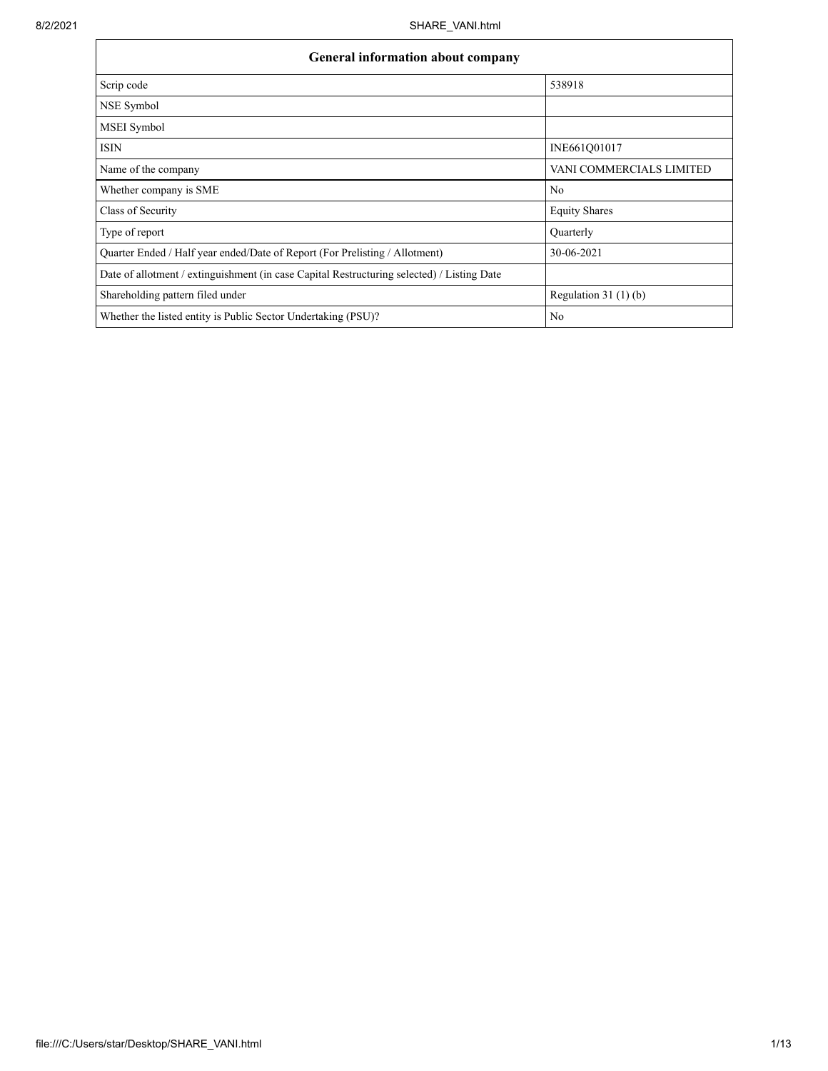| General information about company | |
|---|---|
| Scrip code | 538918 |
| NSE Symbol | |
| MSEI Symbol | |
| ISIN | INE661Q01017 |
| Name of the company | VANI COMMERCIALS LIMITED |
| Whether company is SME | No |
| Class of Security | Equity Shares |
| Type of report | Quarterly |
| Quarter Ended / Half year ended/Date of Report (For Prelisting / Allotment) | 30-06-2021 |
| Date of allotment / extinguishment (in case Capital Restructuring selected) / Listing Date | |
| Shareholding pattern filed under | Regulation 31 (1) (b) |
| Whether the listed entity is Public Sector Undertaking (PSU)? | No |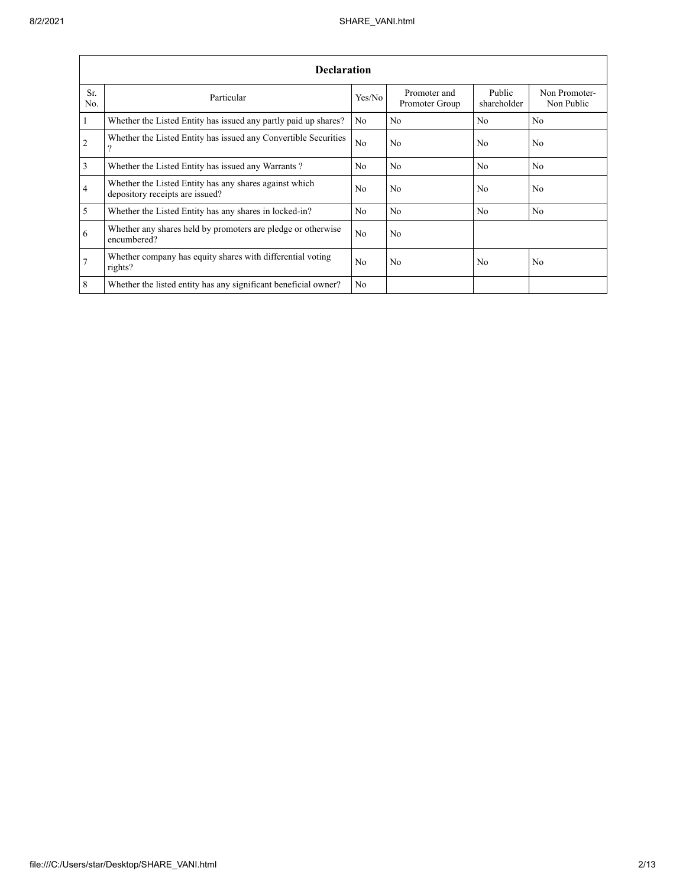| Declaration | | | | | |
|---|---|---|---|---|---|
| Sr. No. | Particular | Yes/No | Promoter and Promoter Group | Public shareholder | Non Promoter- Non Public |
| 1 | Whether the Listed Entity has issued any partly paid up shares? | No | No | No | No |
| 2 | Whether the Listed Entity has issued any Convertible Securities ? | No | No | No | No |
| 3 | Whether the Listed Entity has issued any Warrants ? | No | No | No | No |
| 4 | Whether the Listed Entity has any shares against which depository receipts are issued? | No | No | No | No |
| 5 | Whether the Listed Entity has any shares in locked-in? | No | No | No | No |
| 6 | Whether any shares held by promoters are pledge or otherwise encumbered? | No | No | | |
| 7 | Whether company has equity shares with differential voting rights? | No | No | No | No |
| 8 | Whether the listed entity has any significant beneficial owner? | No | | | |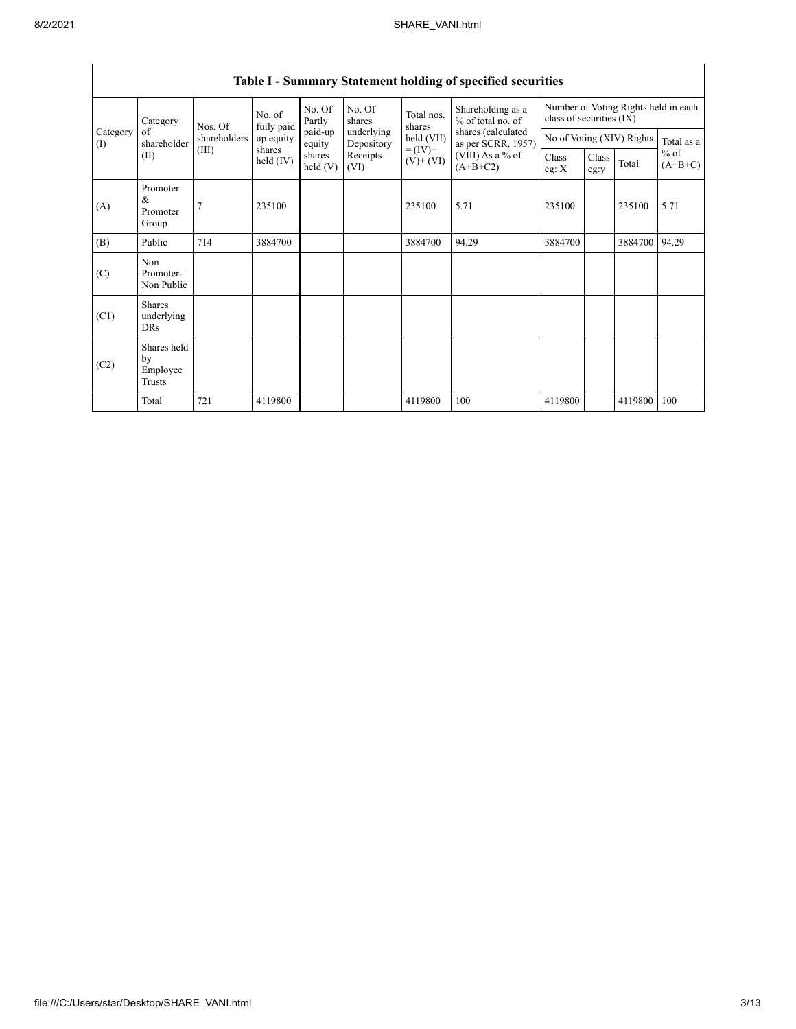## Table I - Summary Statement holding of specified securities

| Category (I) | Category of shareholder (II) | Nos. Of shareholders (III) | No. of fully paid up equity shares held (IV) | No. Of Partly paid-up equity shares held (V) | No. Of shares underlying Depository Receipts (VI) | Total nos. shares held (VII) = (IV)+ (V)+ (VI) | Shareholding as a % of total no. of shares (calculated as per SCRR, 1957) (VIII) As a % of (A+B+C2) | Number of Voting Rights held in each class of securities (IX) | | | |
|---|---|---|---|---|---|---|---|---|---|---|---|
| | | | | | | | | No of Voting (XIV) Rights | | | Total as a % of (A+B+C) |
| | | | | | | | | Class eg: X | Class eg:y | Total | |
| (A) | Promoter & Promoter Group | 7 | 235100 | | | 235100 | 5.71 | 235100 | | 235100 | 5.71 |
| (B) | Public | 714 | 3884700 | | | 3884700 | 94.29 | 3884700 | | 3884700 | 94.29 |
| (C) | Non Promoter- Non Public | | | | | | | | | | |
| (C1) | Shares underlying DRs | | | | | | | | | | |
| (C2) | Shares held by Employee Trusts | | | | | | | | | | |
| | Total | 721 | 4119800 | | | 4119800 | 100 | 4119800 | | 4119800 | 100 |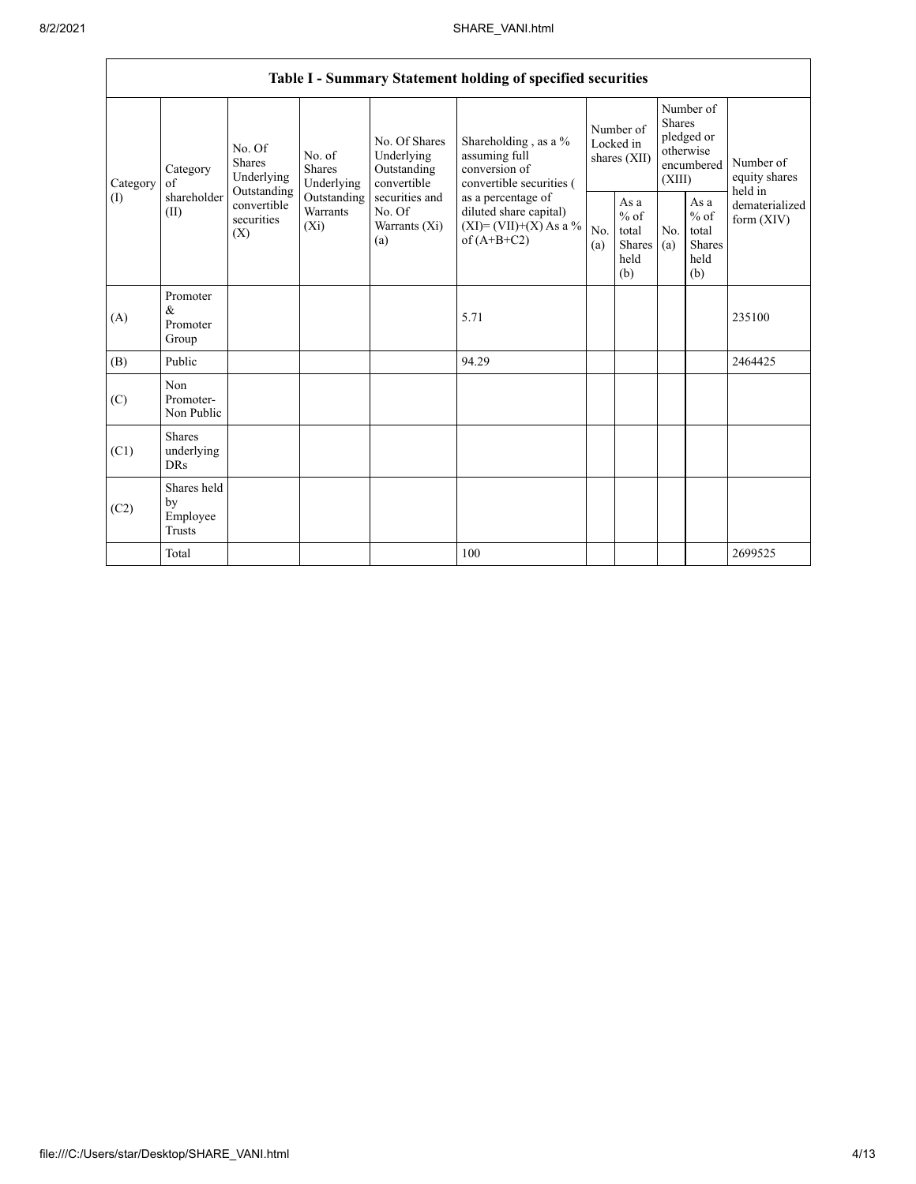| Table I - Summary Statement holding of specified securities | | | | | | | | | | |
|---|---|---|---|---|---|---|---|---|---|---|
| Category (I) | Category of shareholder (II) | No. Of Shares Underlying Outstanding convertible securities (X) | No. of Shares Underlying Outstanding Warrants (Xi) | No. Of Shares Underlying Outstanding convertible securities and No. Of Warrants (Xi) (a) | Shareholding , as a % assuming full conversion of convertible securities ( as a percentage of diluted share capital) (XI)= (VII)+(X) As a % of (A+B+C2) | Number of Locked in shares (XII) | | Number of Shares pledged or otherwise encumbered (XIII) | | Number of equity shares held in dematerialized form (XIV) |
| | | | | | | No. (a) | As a % of total Shares held (b) | No. (a) | As a % of total Shares held (b) | |
| (A) | Promoter & Promoter Group | | | | 5.71 | | | | | 235100 |
| (B) | Public | | | | 94.29 | | | | | 2464425 |
| (C) | Non Promoter- Non Public | | | | | | | | | |
| (C1) | Shares underlying DRs | | | | | | | | | |
| (C2) | Shares held by Employee Trusts | | | | | | | | | |
| | Total | | | | 100 | | | | | 2699525 |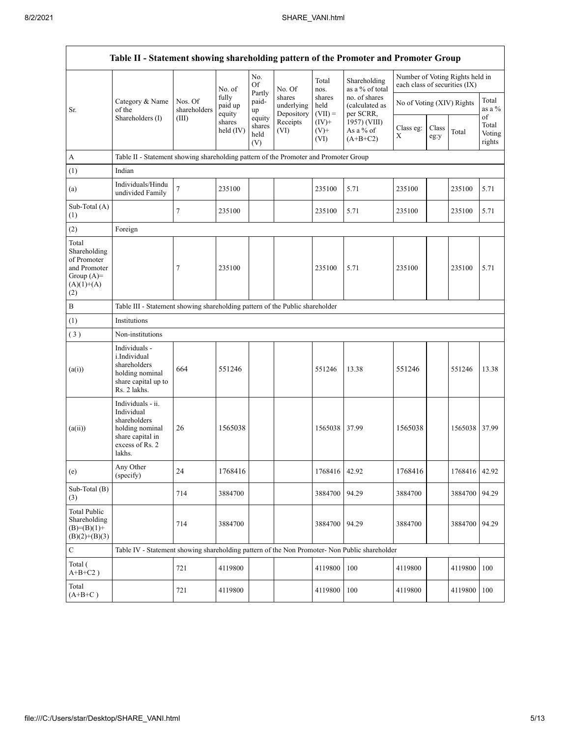| Table II - Statement showing shareholding pattern of the Promoter and Promoter Group | | | | | | | | | | | |
|---|---|---|---|---|---|---|---|---|---|---|---|
| Sr. | Category & Name of the Shareholders (I) | Nos. Of shareholders (III) | No. of fully paid up equity shares held (IV) | No. Of Partly paid-up equity shares held (V) | No. Of shares underlying Depository Receipts (VI) | Total nos. shares held (VII) = (IV)+ (V)+ (VI) | Shareholding as a % of total no. of shares (calculated as per SCRR, 1957) (VIII) As a % of (A+B+C2) | Number of Voting Rights held in each class of securities (IX) | | | |
| | | | | | | | | No of Voting (XIV) Rights | | | Total as a % of Total Voting rights |
| | | | | | | | | Class eg: X | Class eg:y | Total | |
| A | Table II - Statement showing shareholding pattern of the Promoter and Promoter Group | | | | | | | | | | |
| (1) | Indian | | | | | | | | | | |
| (a) | Individuals/Hindu undivided Family | 7 | 235100 | | | 235100 | 5.71 | 235100 | | 235100 | 5.71 |
| Sub-Total (A) (1) | | 7 | 235100 | | | 235100 | 5.71 | 235100 | | 235100 | 5.71 |
| (2) | Foreign | | | | | | | | | | |
| Total Shareholding of Promoter and Promoter Group (A)= (A)(1)+(A)(2) | | 7 | 235100 | | | 235100 | 5.71 | 235100 | | 235100 | 5.71 |
| B | Table III - Statement showing shareholding pattern of the Public shareholder | | | | | | | | | | |
| (1) | Institutions | | | | | | | | | | |
| (3) | Non-institutions | | | | | | | | | | |
| (a(i)) | Individuals - i.Individual shareholders holding nominal share capital up to Rs. 2 lakhs. | 664 | 551246 | | | 551246 | 13.38 | 551246 | | 551246 | 13.38 |
| (a(ii)) | Individuals - ii. Individual shareholders holding nominal share capital in excess of Rs. 2 lakhs. | 26 | 1565038 | | | 1565038 | 37.99 | 1565038 | | 1565038 | 37.99 |
| (e) | Any Other (specify) | 24 | 1768416 | | | 1768416 | 42.92 | 1768416 | | 1768416 | 42.92 |
| Sub-Total (B) (3) | | 714 | 3884700 | | | 3884700 | 94.29 | 3884700 | | 3884700 | 94.29 |
| Total Public Shareholding (B)=(B)(1)+(B)(2)+(B)(3) | | 714 | 3884700 | | | 3884700 | 94.29 | 3884700 | | 3884700 | 94.29 |
| C | Table IV - Statement showing shareholding pattern of the Non Promoter- Non Public shareholder | | | | | | | | | | |
| Total ( A+B+C2 ) | | 721 | 4119800 | | | 4119800 | 100 | 4119800 | | 4119800 | 100 |
| Total (A+B+C ) | | 721 | 4119800 | | | 4119800 | 100 | 4119800 | | 4119800 | 100 |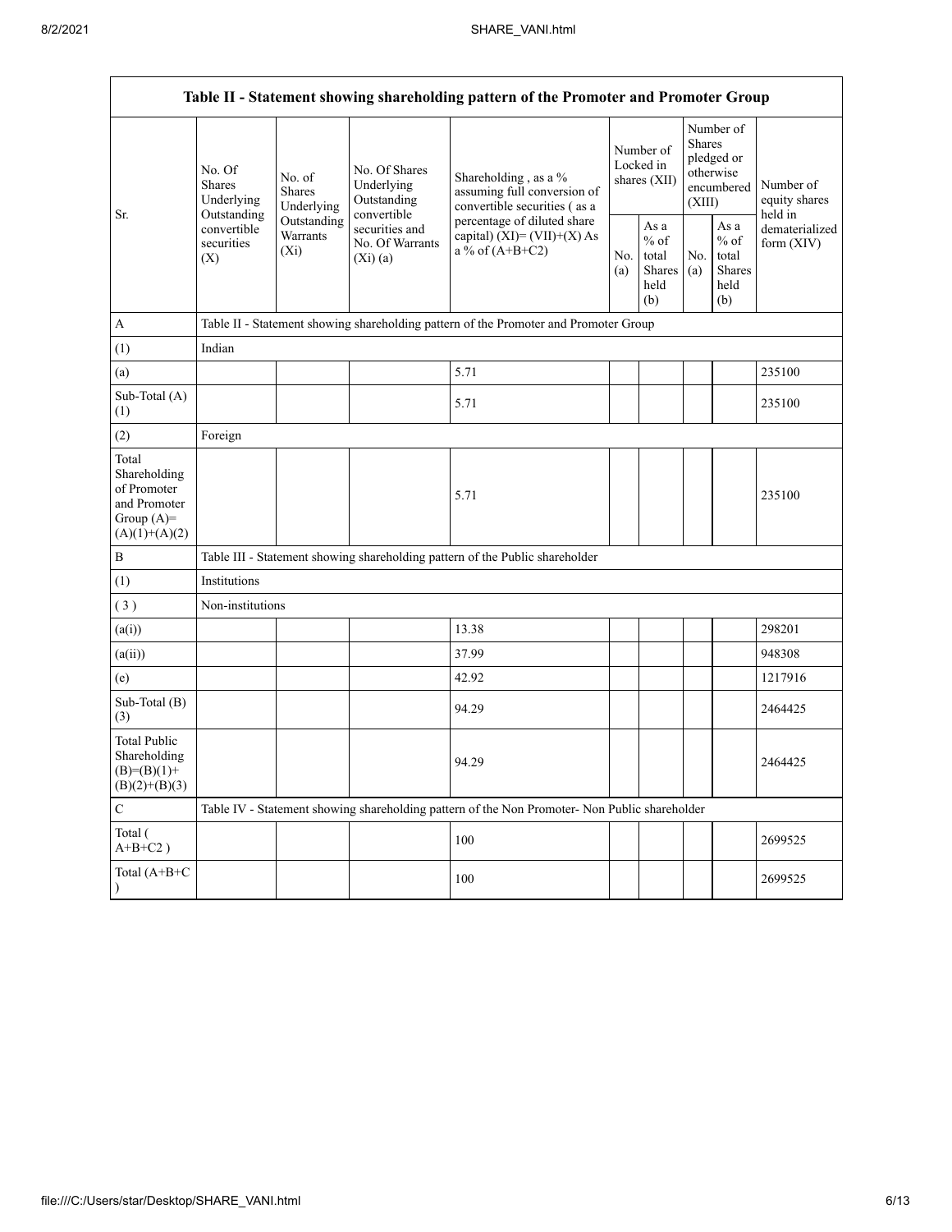| Table II - Statement showing shareholding pattern of the Promoter and Promoter Group | | | | | | | | | |
|---|---|---|---|---|---|---|---|---|---|
| Sr. | No. Of Shares Underlying Outstanding convertible securities (X) | No. of Shares Underlying Outstanding Warrants (Xi) | No. Of Shares Underlying Outstanding convertible securities and No. Of Warrants (Xi) (a) | Shareholding , as a % assuming full conversion of convertible securities ( as a percentage of diluted share capital) (XI)= (VII)+(X) As a % of (A+B+C2) | Number of Locked in shares (XII) | | Number of Shares pledged or otherwise encumbered (XIII) | | Number of equity shares held in dematerialized form (XIV) |
| | | | | | No. (a) | As a % of total Shares held (b) | No. (a) | As a % of total Shares held (b) | |
| A | Table II - Statement showing shareholding pattern of the Promoter and Promoter Group | | | | | | | | |
| (1) | Indian | | | | | | | | |
| (a) | | | | 5.71 | | | | | 235100 |
| Sub-Total (A) (1) | | | | 5.71 | | | | | 235100 |
| (2) | Foreign | | | | | | | | |
| Total Shareholding of Promoter and Promoter Group (A)= (A)(1)+(A)(2) | | | | 5.71 | | | | | 235100 |
| B | Table III - Statement showing shareholding pattern of the Public shareholder | | | | | | | | |
| (1) | Institutions | | | | | | | | |
| ( 3 ) | Non-institutions | | | | | | | | |
| (a(i)) | | | | 13.38 | | | | | 298201 |
| (a(ii)) | | | | 37.99 | | | | | 948308 |
| (e) | | | | 42.92 | | | | | 1217916 |
| Sub-Total (B) (3) | | | | 94.29 | | | | | 2464425 |
| Total Public Shareholding (B)=(B)(1)+ (B)(2)+(B)(3) | | | | 94.29 | | | | | 2464425 |
| C | Table IV - Statement showing shareholding pattern of the Non Promoter- Non Public shareholder | | | | | | | | |
| Total ( A+B+C2 ) | | | | 100 | | | | | 2699525 |
| Total (A+B+C ) | | | | 100 | | | | | 2699525 |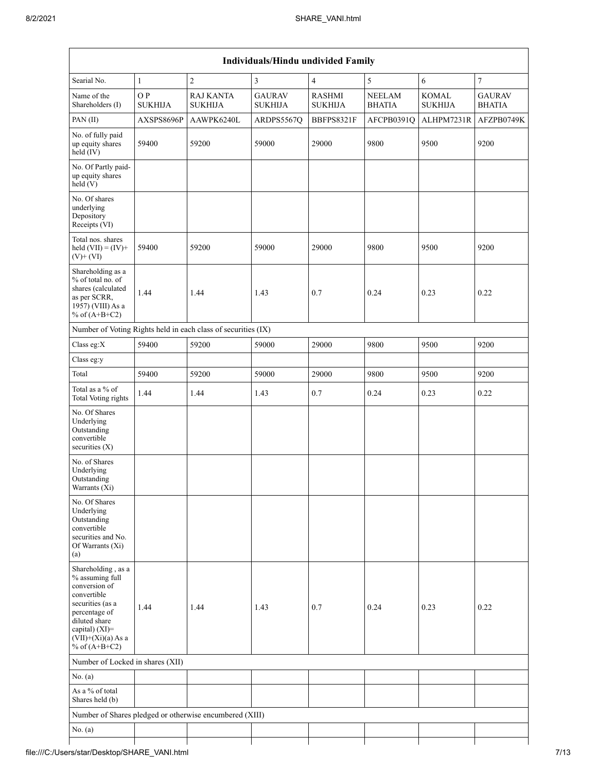| Individuals/Hindu undivided Family | | | | | | | |
|---|---|---|---|---|---|---|---|
| Searial No. | 1 | 2 | 3 | 4 | 5 | 6 | 7 |
| Name of the Shareholders (I) | O P SUKHIJA | RAJ KANTA SUKHIJA | GAURAV SUKHIJA | RASHMI SUKHIJA | NEELAM BHATIA | KOMAL SUKHIJA | GAURAV BHATIA |
| PAN (II) | AXSPS8696P | AAWPK6240L | ARDPS5567Q | BBFPS8321F | AFCPB0391Q | ALHPM7231R | AFZPB0749K |
| No. of fully paid up equity shares held (IV) | 59400 | 59200 | 59000 | 29000 | 9800 | 9500 | 9200 |
| No. Of Partly paid-up equity shares held (V) | | | | | | | |
| No. Of shares underlying Depository Receipts (VI) | | | | | | | |
| Total nos. shares held (VII) = (IV)+ (V)+ (VI) | 59400 | 59200 | 59000 | 29000 | 9800 | 9500 | 9200 |
| Shareholding as a % of total no. of shares (calculated as per SCRR, 1957) (VIII) As a % of (A+B+C2) | 1.44 | 1.44 | 1.43 | 0.7 | 0.24 | 0.23 | 0.22 |
| Number of Voting Rights held in each class of securities (IX) | | | | | | | |
| Class eg:X | 59400 | 59200 | 59000 | 29000 | 9800 | 9500 | 9200 |
| Class eg:y | | | | | | | |
| Total | 59400 | 59200 | 59000 | 29000 | 9800 | 9500 | 9200 |
| Total as a % of Total Voting rights | 1.44 | 1.44 | 1.43 | 0.7 | 0.24 | 0.23 | 0.22 |
| No. Of Shares Underlying Outstanding convertible securities (X) | | | | | | | |
| No. of Shares Underlying Outstanding Warrants (Xi) | | | | | | | |
| No. Of Shares Underlying Outstanding convertible securities and No. Of Warrants (Xi) (a) | | | | | | | |
| Shareholding , as a % assuming full conversion of convertible securities (as a percentage of diluted share capital) (XI)= (VII)+(Xi)(a) As a % of (A+B+C2) | 1.44 | 1.44 | 1.43 | 0.7 | 0.24 | 0.23 | 0.22 |
| Number of Locked in shares (XII) | | | | | | | |
| No. (a) | | | | | | | |
| As a % of total Shares held (b) | | | | | | | |
| Number of Shares pledged or otherwise encumbered (XIII) | | | | | | | |
| No. (a) | | | | | | | |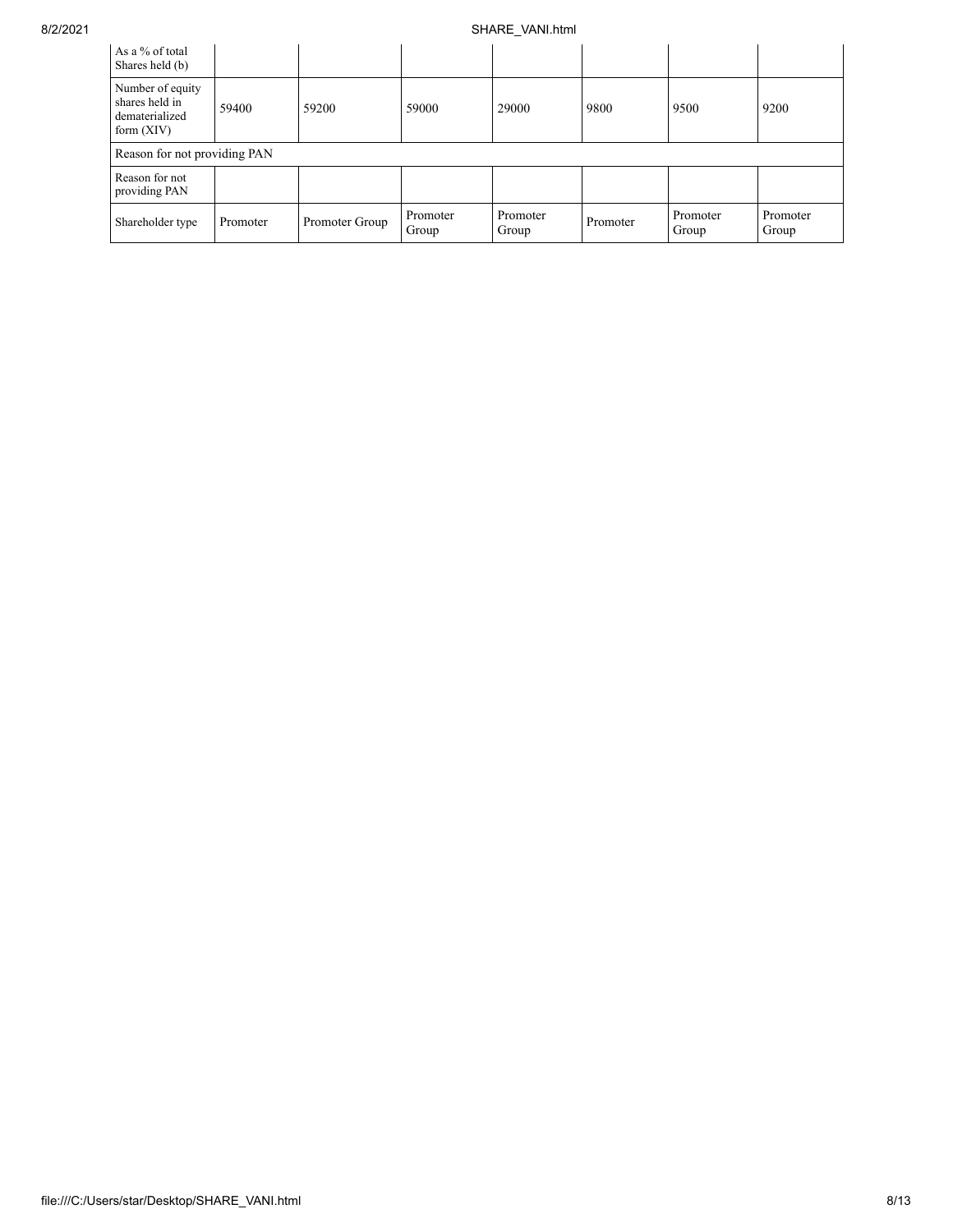| As a % of total Shares held (b) | | | | | | | |
|---|---|---|---|---|---|---|---|
| Number of equity shares held in dematerialized form (XIV) | 59400 | 59200 | 59000 | 29000 | 9800 | 9500 | 9200 |
| Reason for not providing PAN | | | | | | | |
| Reason for not providing PAN | | | | | | | |
| Shareholder type | Promoter | Promoter Group | Promoter Group | Promoter Group | Promoter | Promoter Group | Promoter Group |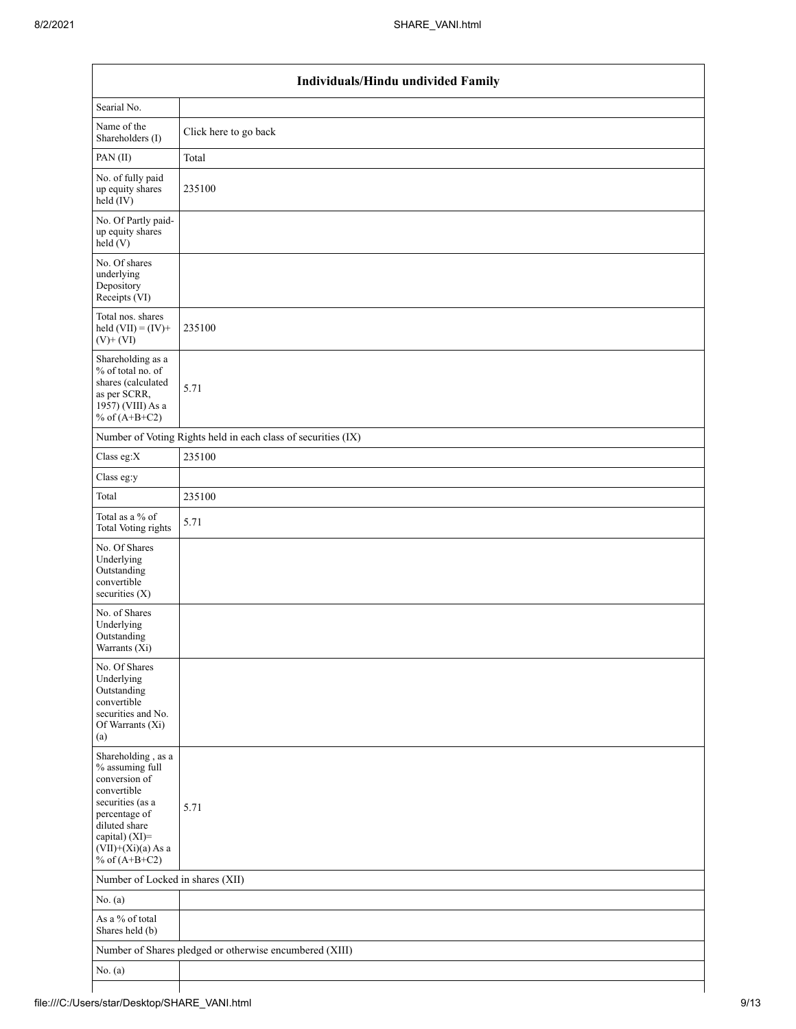| Individuals/Hindu undivided Family | |
|---|---|
| Searial No. | |
| Name of the Shareholders (I) | Click here to go back |
| PAN (II) | Total |
| No. of fully paid up equity shares held (IV) | 235100 |
| No. Of Partly paid-up equity shares held (V) | |
| No. Of shares underlying Depository Receipts (VI) | |
| Total nos. shares held (VII) = (IV)+(V)+ (VI) | 235100 |
| Shareholding as a % of total no. of shares (calculated as per SCRR, 1957) (VIII) As a % of (A+B+C2) | 5.71 |
| Number of Voting Rights held in each class of securities (IX) | |
| Class eg:X | 235100 |
| Class eg:y | |
| Total | 235100 |
| Total as a % of Total Voting rights | 5.71 |
| No. Of Shares Underlying Outstanding convertible securities (X) | |
| No. of Shares Underlying Outstanding Warrants (Xi) | |
| No. Of Shares Underlying Outstanding convertible securities and No. Of Warrants (Xi) (a) | |
| Shareholding , as a % assuming full conversion of convertible securities (as a percentage of diluted share capital) (XI)= (VII)+(Xi)(a) As a % of (A+B+C2) | 5.71 |
| Number of Locked in shares (XII) | |
| No. (a) | |
| As a % of total Shares held (b) | |
| Number of Shares pledged or otherwise encumbered (XIII) | |
| No. (a) | |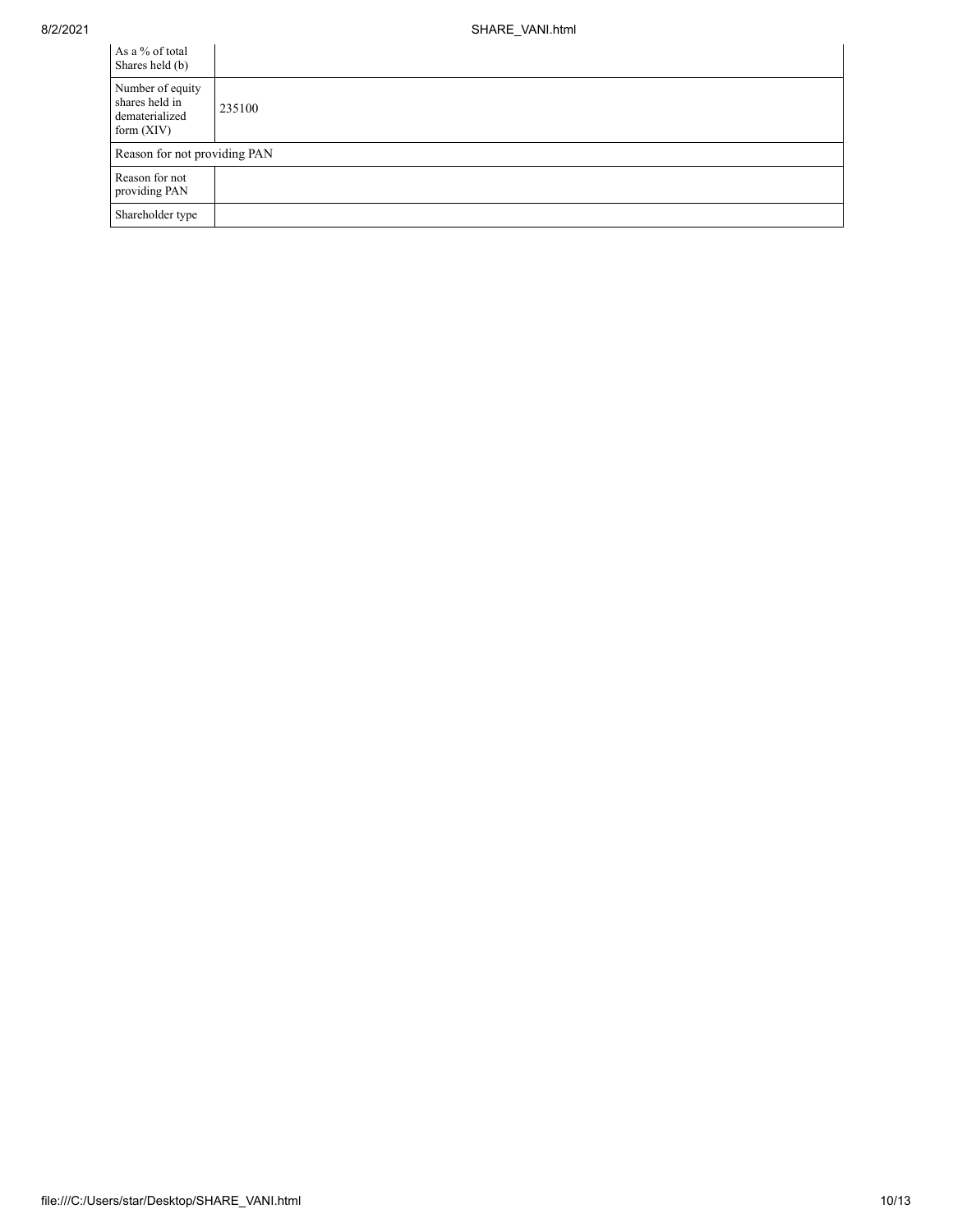| As a % of total Shares held (b) | |
|---|---|
| Number of equity shares held in dematerialized form (XIV) | 235100 |
| Reason for not providing PAN | |
| Reason for not providing PAN | |
| Shareholder type | |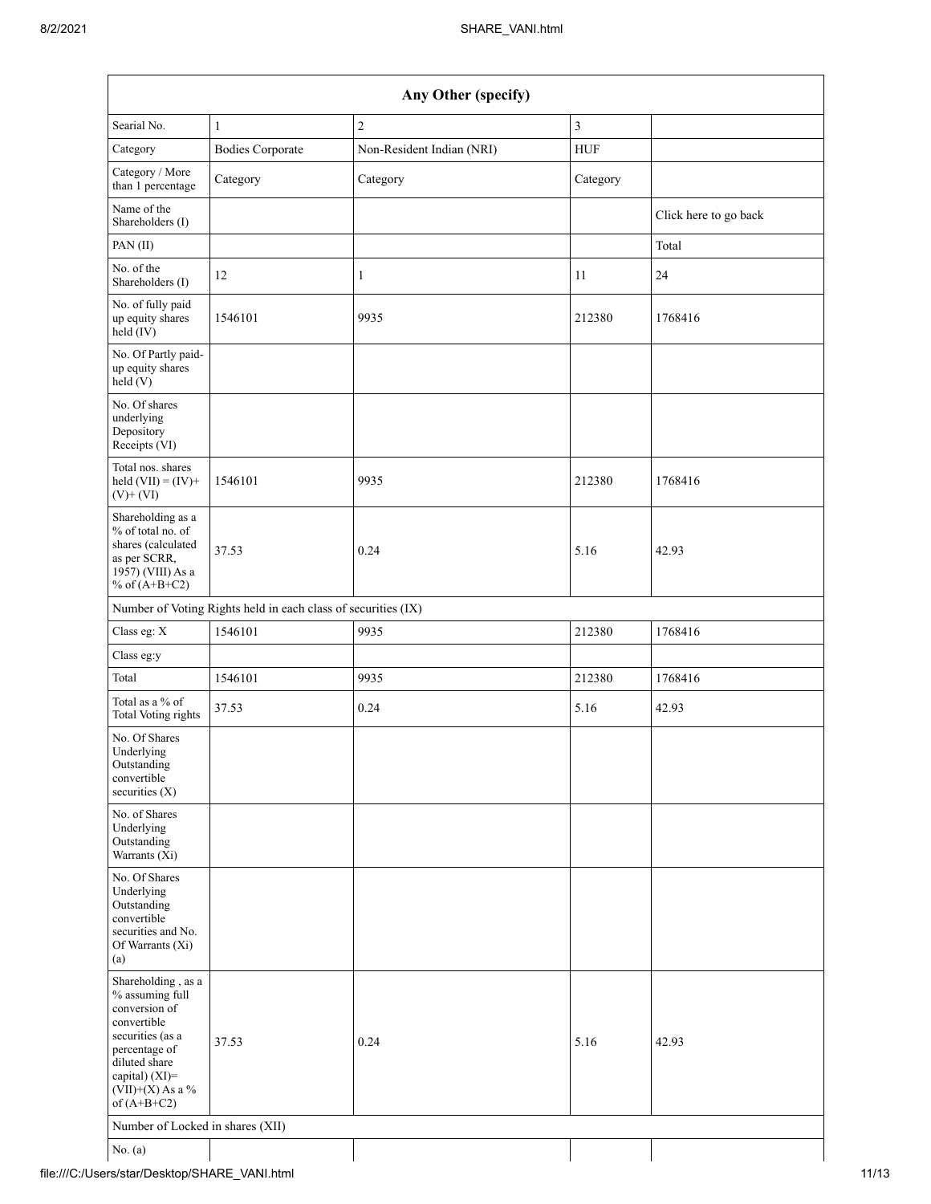| Any Other (specify) | | | | |
|---|---|---|---|---|
| Searial No. | 1 | 2 | 3 | |
| Category | Bodies Corporate | Non-Resident Indian (NRI) | HUF | |
| Category / More than 1 percentage | Category | Category | Category | |
| Name of the Shareholders (I) | | | | Click here to go back |
| PAN (II) | | | | Total |
| No. of the Shareholders (I) | 12 | 1 | 11 | 24 |
| No. of fully paid up equity shares held (IV) | 1546101 | 9935 | 212380 | 1768416 |
| No. Of Partly paid-up equity shares held (V) | | | | |
| No. Of shares underlying Depository Receipts (VI) | | | | |
| Total nos. shares held (VII) = (IV)+ (V)+ (VI) | 1546101 | 9935 | 212380 | 1768416 |
| Shareholding as a % of total no. of shares (calculated as per SCRR, 1957) (VIII) As a % of (A+B+C2) | 37.53 | 0.24 | 5.16 | 42.93 |
| Number of Voting Rights held in each class of securities (IX) | | | | |
| Class eg: X | 1546101 | 9935 | 212380 | 1768416 |
| Class eg:y | | | | |
| Total | 1546101 | 9935 | 212380 | 1768416 |
| Total as a % of Total Voting rights | 37.53 | 0.24 | 5.16 | 42.93 |
| No. Of Shares Underlying Outstanding convertible securities (X) | | | | |
| No. of Shares Underlying Outstanding Warrants (Xi) | | | | |
| No. Of Shares Underlying Outstanding convertible securities and No. Of Warrants (Xi) (a) | | | | |
| Shareholding , as a % assuming full conversion of convertible securities (as a percentage of diluted share capital) (XI)= (VII)+(X) As a % of (A+B+C2) | 37.53 | 0.24 | 5.16 | 42.93 |
| Number of Locked in shares (XII) | | | | |
| No. (a) | | | | |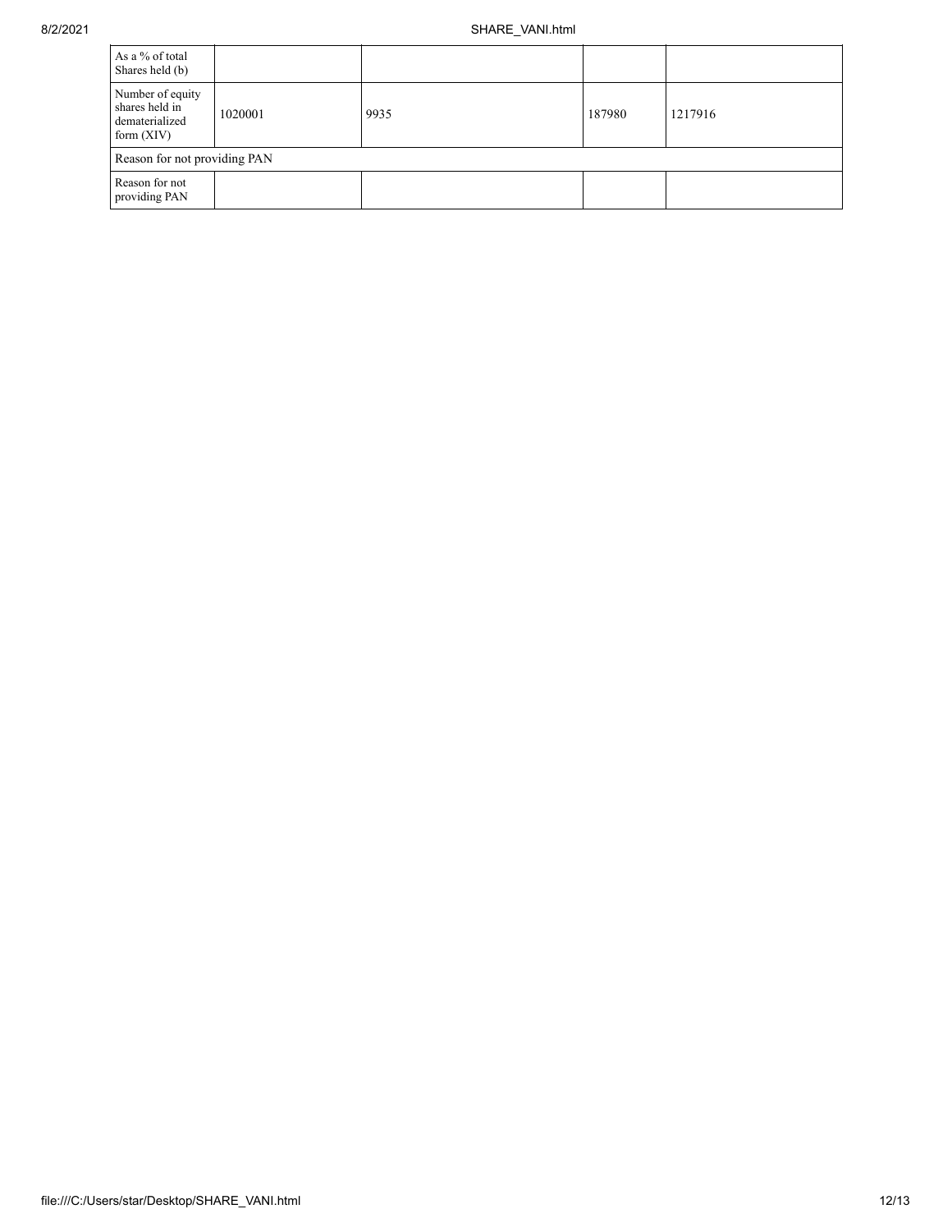| As a % of total Shares held (b) | | | | |
|---|---|---|---|---|
| Number of equity shares held in dematerialized form (XIV) | 1020001 | 9935 | 187980 | 1217916 |
| Reason for not providing PAN | | | | |
| Reason for not providing PAN | | | | |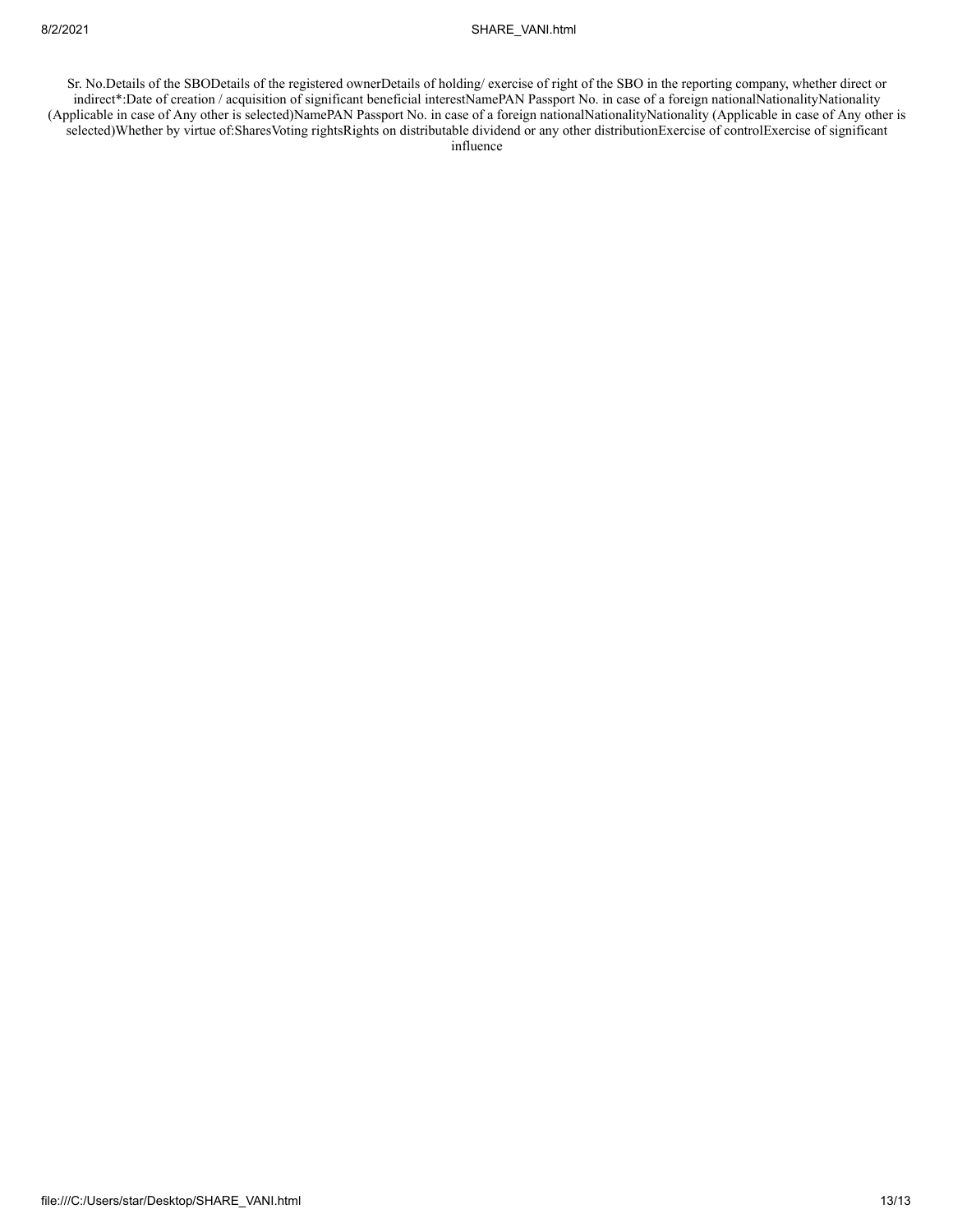Sr. No.Details of the SBODetails of the registered ownerDetails of holding/ exercise of right of the SBO in the reporting company, whether direct or indirect*:Date of creation / acquisition of significant beneficial interestNamePAN Passport No. in case of a foreign nationalNationalityNationality (Applicable in case of Any other is selected)NamePAN Passport No. in case of a foreign nationalNationalityNationality (Applicable in case of Any other is selected)Whether by virtue of:SharesVoting rightsRights on distributable dividend or any other distributionExercise of controlExercise of significant influence